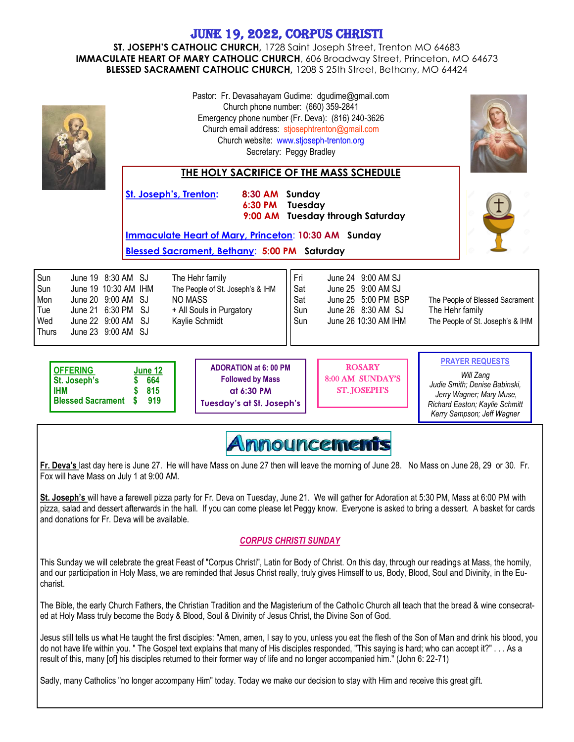# JUNE 19, 2022, CORPUS CHRISTI

**ST. JOSEPH'S CATHOLIC CHURCH,** 1728 Saint Joseph Street, Trenton MO 64683
**IMMACULATE HEART OF MARY CATHOLIC CHURCH**, 606 Broadway Street, Princeton, MO 64673
**BLESSED SACRAMENT CATHOLIC CHURCH,** 1208 S 25th Street, Bethany, MO 64424

Pastor: Fr. Devasahayam Gudime: dgudime@gmail.com
Church phone number: (660) 359-2841
Emergency phone number (Fr. Deva): (816) 240-3626
Church email address: stjosephtrenton@gmail.com
Church website: www.stjoseph-trenton.org
Secretary: Peggy Bradley

## THE HOLY SACRIFICE OF THE MASS SCHEDULE

**St. Joseph's, Trenton:**
- **8:30 AM Sunday**
- **6:30 PM Tuesday**
- **9:00 AM Tuesday through Saturday**

**Immaculate Heart of Mary, Princeton: 10:30 AM Sunday**

**Blessed Sacrament, Bethany: 5:00 PM Saturday**

| Day | Date/Time | Intention |
|---|---|---|
| Sun | June 19 8:30 AM SJ | The Hehr family |
| Sun | June 19 10:30 AM IHM | The People of St. Joseph's & IHM |
| Mon | June 20 9:00 AM SJ | NO MASS |
| Tue | June 21 6:30 PM SJ | + All Souls in Purgatory |
| Wed | June 22 9:00 AM SJ | Kaylie Schmidt |
| Thurs | June 23 9:00 AM SJ | |
| Fri | June 24 9:00 AM SJ | |
| Sat | June 25 9:00 AM SJ | |
| Sat | June 25 5:00 PM BSP | The People of Blessed Sacrament |
| Sun | June 26 8:30 AM SJ | The Hehr family |
| Sun | June 26 10:30 AM IHM | The People of St. Joseph's & IHM |

| OFFERING | June 12 |
|---|---|
| St. Joseph's | $ 664 |
| IHM | $ 815 |
| Blessed Sacrament | $ 919 |

**ADORATION at 6: 00 PM Followed by Mass at 6:30 PM Tuesday's at St. Joseph's**

**ROSARY 8:00 AM SUNDAY'S ST. JOSEPH'S**

**PRAYER REQUESTS**

*Will Zang*
*Judie Smith; Denise Babinski, Jerry Wagner; Mary Muse, Richard Easton; Kaylie Schmitt Kerry Sampson; Jeff Wagner*

## Announcements

**Fr. Deva's** last day here is June 27. He will have Mass on June 27 then will leave the morning of June 28. No Mass on June 28, 29 or 30. Fr. Fox will have Mass on July 1 at 9:00 AM.

**St. Joseph's** will have a farewell pizza party for Fr. Deva on Tuesday, June 21. We will gather for Adoration at 5:30 PM, Mass at 6:00 PM with pizza, salad and dessert afterwards in the hall. If you can come please let Peggy know. Everyone is asked to bring a dessert. A basket for cards and donations for Fr. Deva will be available.

### *CORPUS CHRISTI SUNDAY*

This Sunday we will celebrate the great Feast of "Corpus Christi", Latin for Body of Christ. On this day, through our readings at Mass, the homily, and our participation in Holy Mass, we are reminded that Jesus Christ really, truly gives Himself to us, Body, Blood, Soul and Divinity, in the Eucharist.

The Bible, the early Church Fathers, the Christian Tradition and the Magisterium of the Catholic Church all teach that the bread & wine consecrated at Holy Mass truly become the Body & Blood, Soul & Divinity of Jesus Christ, the Divine Son of God.

Jesus still tells us what He taught the first disciples: "Amen, amen, I say to you, unless you eat the flesh of the Son of Man and drink his blood, you do not have life within you. " The Gospel text explains that many of His disciples responded, "This saying is hard; who can accept it?" . . . As a result of this, many [of] his disciples returned to their former way of life and no longer accompanied him." (John 6: 22-71)

Sadly, many Catholics "no longer accompany Him" today. Today we make our decision to stay with Him and receive this great gift.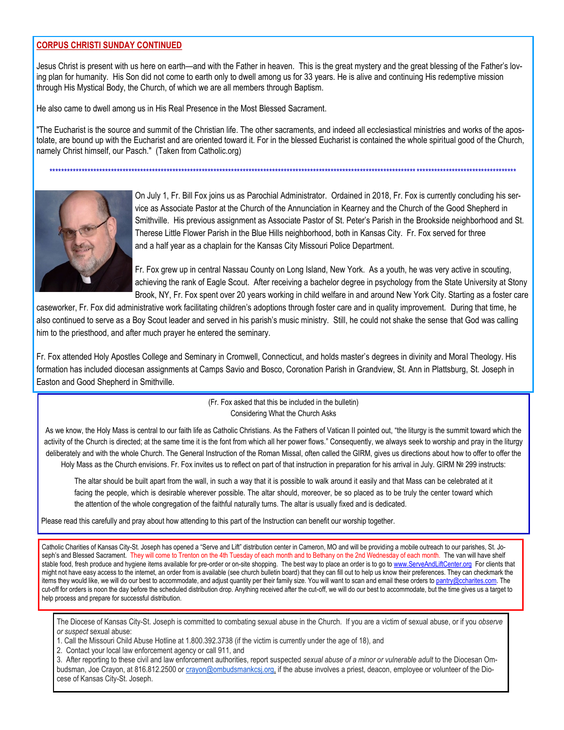## CORPUS CHRISTI SUNDAY CONTINUED

Jesus Christ is present with us here on earth—and with the Father in heaven. This is the great mystery and the great blessing of the Father's loving plan for humanity. His Son did not come to earth only to dwell among us for 33 years. He is alive and continuing His redemptive mission through His Mystical Body, the Church, of which we are all members through Baptism.

He also came to dwell among us in His Real Presence in the Most Blessed Sacrament.

"The Eucharist is the source and summit of the Christian life. The other sacraments, and indeed all ecclesiastical ministries and works of the apostolate, are bound up with the Eucharist and are oriented toward it. For in the blessed Eucharist is contained the whole spiritual good of the Church, namely Christ himself, our Pasch." (Taken from Catholic.org)

*****************************************************************************************************

On July 1, Fr. Bill Fox joins us as Parochial Administrator. Ordained in 2018, Fr. Fox is currently concluding his service as Associate Pastor at the Church of the Annunciation in Kearney and the Church of the Good Shepherd in Smithville. His previous assignment as Associate Pastor of St. Peter's Parish in the Brookside neighborhood and St. Therese Little Flower Parish in the Blue Hills neighborhood, both in Kansas City. Fr. Fox served for three and a half year as a chaplain for the Kansas City Missouri Police Department.

Fr. Fox grew up in central Nassau County on Long Island, New York. As a youth, he was very active in scouting, achieving the rank of Eagle Scout. After receiving a bachelor degree in psychology from the State University at Stony Brook, NY, Fr. Fox spent over 20 years working in child welfare in and around New York City. Starting as a foster care caseworker, Fr. Fox did administrative work facilitating children's adoptions through foster care and in quality improvement. During that time, he also continued to serve as a Boy Scout leader and served in his parish's music ministry. Still, he could not shake the sense that God was calling him to the priesthood, and after much prayer he entered the seminary.

Fr. Fox attended Holy Apostles College and Seminary in Cromwell, Connecticut, and holds master's degrees in divinity and Moral Theology. His formation has included diocesan assignments at Camps Savio and Bosco, Coronation Parish in Grandview, St. Ann in Plattsburg, St. Joseph in Easton and Good Shepherd in Smithville.

(Fr. Fox asked that this be included in the bulletin)
Considering What the Church Asks

As we know, the Holy Mass is central to our faith life as Catholic Christians. As the Fathers of Vatican II pointed out, "the liturgy is the summit toward which the activity of the Church is directed; at the same time it is the font from which all her power flows." Consequently, we always seek to worship and pray in the liturgy deliberately and with the whole Church. The General Instruction of the Roman Missal, often called the GIRM, gives us directions about how to offer to offer the Holy Mass as the Church envisions. Fr. Fox invites us to reflect on part of that instruction in preparation for his arrival in July. GIRM № 299 instructs:

> The altar should be built apart from the wall, in such a way that it is possible to walk around it easily and that Mass can be celebrated at it facing the people, which is desirable wherever possible. The altar should, moreover, be so placed as to be truly the center toward which the attention of the whole congregation of the faithful naturally turns. The altar is usually fixed and is dedicated.

Please read this carefully and pray about how attending to this part of the Instruction can benefit our worship together.

Catholic Charities of Kansas City-St. Joseph has opened a "Serve and Lift" distribution center in Cameron, MO and will be providing a mobile outreach to our parishes, St. Joseph's and Blessed Sacrament. They will come to Trenton on the 4th Tuesday of each month and to Bethany on the 2nd Wednesday of each month. The van will have shelf stable food, fresh produce and hygiene items available for pre-order or on-site shopping. The best way to place an order is to go to www.ServeAndLiftCenter.org For clients that might not have easy access to the internet, an order from is available (see church bulletin board) that they can fill out to help us know their preferences. They can checkmark the items they would like, we will do our best to accommodate, and adjust quantity per their family size. You will want to scan and email these orders to pantry@ccharites.com. The cut-off for orders is noon the day before the scheduled distribution drop. Anything received after the cut-off, we will do our best to accommodate, but the time gives us a target to help process and prepare for successful distribution.

The Diocese of Kansas City-St. Joseph is committed to combating sexual abuse in the Church. If you are a victim of sexual abuse, or if you *observe or suspect* sexual abuse:

1. Call the Missouri Child Abuse Hotline at 1.800.392.3738 (if the victim is currently under the age of 18), and
2. Contact your local law enforcement agency or call 911, and
3. After reporting to these civil and law enforcement authorities, report suspected *sexual abuse of a minor or vulnerable adult* to the Diocesan Ombudsman, Joe Crayon, at 816.812.2500 or crayon@ombudsmankcsj.org, if the abuse involves a priest, deacon, employee or volunteer of the Diocese of Kansas City-St. Joseph.